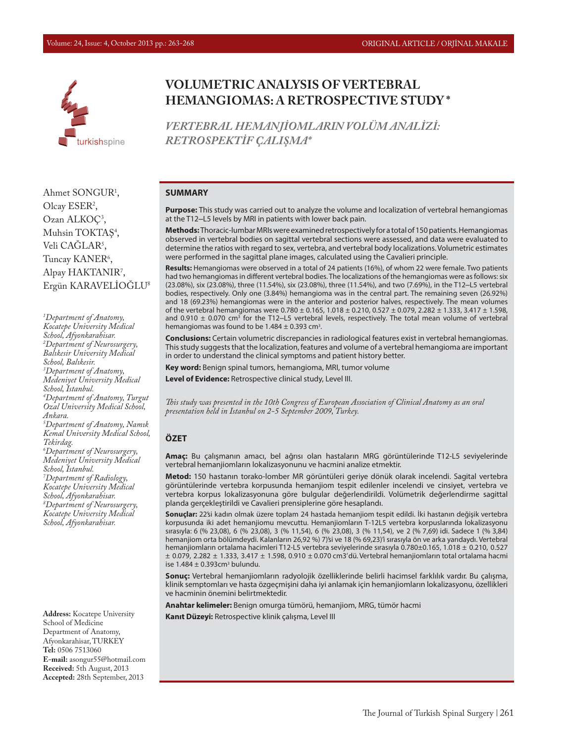# VOLUMETRIC ANALYSIS OF VERTEBRAL HEMANGIOMAS: A RETROSPECTIVE STUDY *

## *VERTEBRAL HEMANJİOMLARIN VOLÜM ANALİZİ: RETROSPEKTİF ÇALIŞMA**

Ahmet SONGUR[1], Olcay ESER[2], Ozan ALKOÇ[3], Muhsin TOKTAŞ[4], Veli CAĞLAR[5], Tuncay KANER[6], Alpay HAKTANIR[7], Ergün KARAVELİOĞLU[8]

*[1]Department of Anatomy, Kocatepe University Medical School, Afyonkarahisar.*
*[2]Department of Neurosurgery, Balıkesir University Medical School, Balıkesir.*
*[3]Department of Anatomy, Medeniyet University Medical School, Istanbul.*
*[4]Department of Anatomy, Turgut Ozal University Medical School, Ankara.*
*[5]Department of Anatomy, Namık Kemal University Medical School, Tekirdag.*
*[6]Department of Neurosurgery, Medeniyet University Medical School, Istanbul.*
*[7]Department of Radiology, Kocatepe University Medical School, Afyonkarahisar.*
*[8]Department of Neurosurgery, Kocatepe University Medical School, Afyonkarahisar.*

**Address:** Kocatepe University School of Medicine Department of Anatomy, Afyonkarahisar, TURKEY
**Tel:** 0506 7513060
**E-mail:** asongur55@hotmail.com
**Received:** 5th August, 2013
**Accepted:** 28th September, 2013

## SUMMARY

**Purpose:** This study was carried out to analyze the volume and localization of vertebral hemangiomas at the T12–L5 levels by MRI in patients with lower back pain.

**Methods:** Thoracic-lumbar MRIs were examined retrospectively for a total of 150 patients. Hemangiomas observed in vertebral bodies on sagittal vertebral sections were assessed, and data were evaluated to determine the ratios with regard to sex, vertebra, and vertebral body localizations. Volumetric estimates were performed in the sagittal plane images, calculated using the Cavalieri principle.

**Results:** Hemangiomas were observed in a total of 24 patients (16%), of whom 22 were female. Two patients had two hemangiomas in different vertebral bodies. The localizations of the hemangiomas were as follows: six (23.08%), six (23.08%), three (11.54%), six (23.08%), three (11.54%), and two (7.69%), in the T12–L5 vertebral bodies, respectively. Only one (3.84%) hemangioma was in the central part. The remaining seven (26.92%) and 18 (69.23%) hemangiomas were in the anterior and posterior halves, respectively. The mean volumes of the vertebral hemangiomas were 0.780 ± 0.165, 1.018 ± 0.210, 0.527 ± 0.079, 2.282 ± 1.333, 3.417 ± 1.598, and 0.910 ± 0.070 $cm^3$ for the T12–L5 vertebral levels, respectively. The total mean volume of vertebral hemangiomas was found to be 1.484 ± 0.393 $cm^3$.

**Conclusions:** Certain volumetric discrepancies in radiological features exist in vertebral hemangiomas. This study suggests that the localization, features and volume of a vertebral hemangioma are important in order to understand the clinical symptoms and patient history better.

**Key word:** Benign spinal tumors, hemangioma, MRI, tumor volume

**Level of Evidence:** Retrospective clinical study, Level III.

*This study was presented in the 10th Congress of European Association of Clinical Anatomy as an oral presentation held in Istanbul on 2-5 September 2009, Turkey.*

## ÖZET

**Amaç:** Bu çalışmanın amacı, bel ağrısı olan hastaların MRG görüntülerinde T12-L5 seviyelerinde vertebral hemanjiomların lokalizasyonunu ve hacmini analize etmektir.

**Metod:** 150 hastanın torako-lomber MR görüntüleri geriye dönük olarak incelendi. Sagital vertebra görüntülerinde vertebra korpusunda hemanjiom tespit edilenler incelendi ve cinsiyet, vertebra ve vertebra korpus lokalizasyonuna göre bulgular değerlendirildi. Volümetrik değerlendirme sagittal planda gerçekleştirildi ve Cavalieri prensiplerine göre hesaplandı.

**Sonuçlar:** 22'si kadın olmak üzere toplam 24 hastada hemanjiom tespit edildi. İki hastanın değişik vertebra korpusunda iki adet hemanjiomu mevcuttu. Hemanjiomların T-12L5 vertebra korpuslarında lokalizasyonu sırasıyla: 6 (% 23,08), 6 (% 23,08), 3 (% 11,54), 6 (% 23,08), 3 (% 11,54), ve 2 (% 7,69) idi. Sadece 1 (% 3,84) hemanjiom orta bölümdeydi. Kalanların 26,92 %) 7)'si ve 18 (% 69,23)'i sırasıyla ön ve arka yarıdaydı. Vertebral hemanjiomların ortalama hacimleri T12-L5 vertebra seviyelerinde sırasıyla 0.780±0.165, 1.018 ± 0.210, 0.527 ± 0.079, 2.282 ± 1.333, 3.417 ± 1.598, 0.910 ± 0.070 cm3'dü. Vertebral hemanjiomların total ortalama hacmi ise 1.484 ± 0.393$cm^3$ bulundu.

**Sonuç:** Vertebral hemanjiomların radyolojik özelliklerinde belirli hacimsel farklılık vardır. Bu çalışma, klinik semptomları ve hasta özgeçmişini daha iyi anlamak için hemanjiomların lokalizasyonu, özellikleri ve hacminin önemini belirtmektedir.

**Anahtar kelimeler:** Benign omurga tümörü, hemanjiom, MRG, tümör hacmi

**Kanıt Düzeyi:** Retrospective klinik çalışma, Level III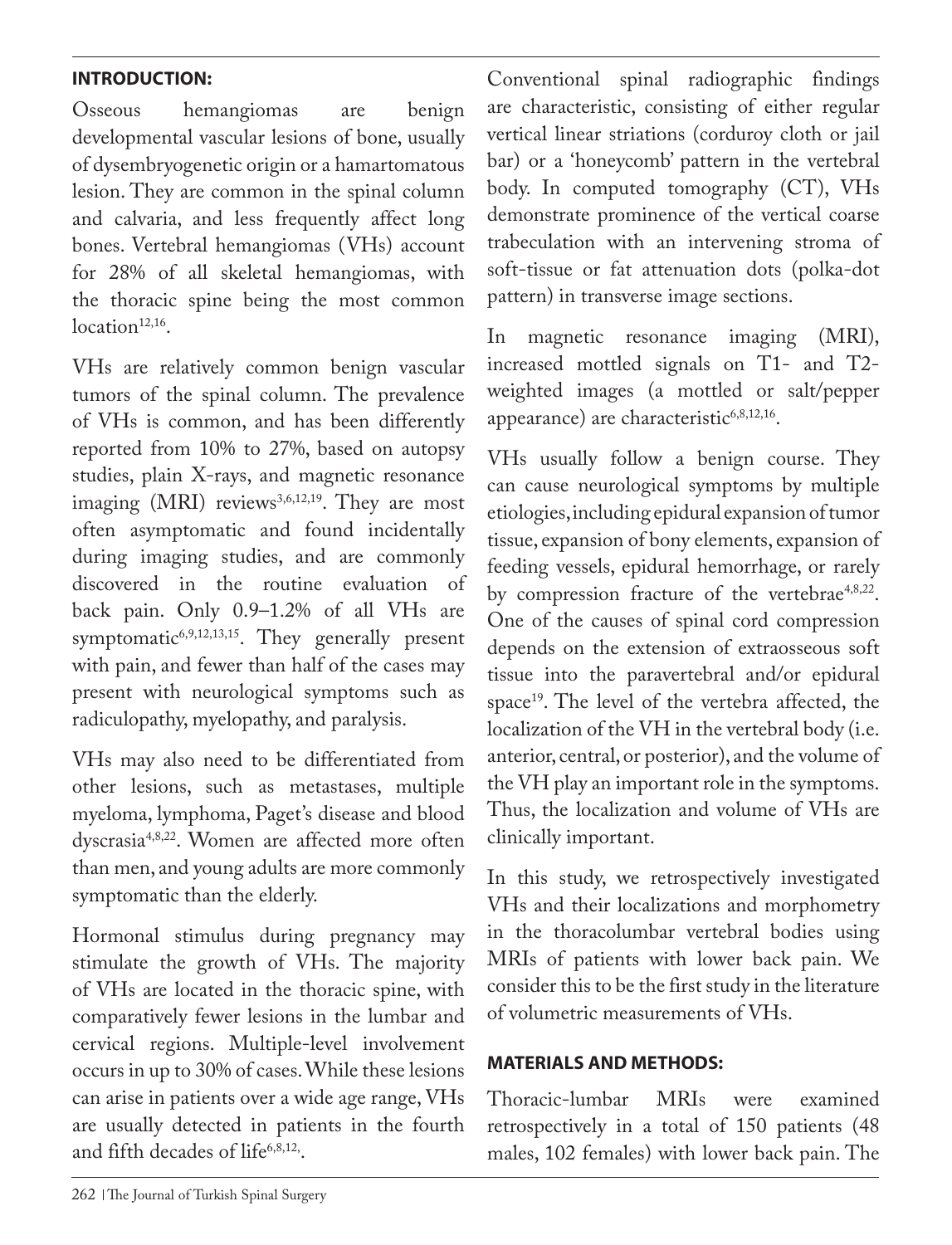## INTRODUCTION:

Osseous hemangiomas are benign developmental vascular lesions of bone, usually of dysembryogenetic origin or a hamartomatous lesion. They are common in the spinal column and calvaria, and less frequently affect long bones. Vertebral hemangiomas (VHs) account for 28% of all skeletal hemangiomas, with the thoracic spine being the most common location[12,16].

VHs are relatively common benign vascular tumors of the spinal column. The prevalence of VHs is common, and has been differently reported from 10% to 27%, based on autopsy studies, plain X-rays, and magnetic resonance imaging (MRI) reviews[3,6,12,19]. They are most often asymptomatic and found incidentally during imaging studies, and are commonly discovered in the routine evaluation of back pain. Only 0.9–1.2% of all VHs are symptomatic[6,9,12,13,15]. They generally present with pain, and fewer than half of the cases may present with neurological symptoms such as radiculopathy, myelopathy, and paralysis.

VHs may also need to be differentiated from other lesions, such as metastases, multiple myeloma, lymphoma, Paget's disease and blood dyscrasia[4,8,22]. Women are affected more often than men, and young adults are more commonly symptomatic than the elderly.

Hormonal stimulus during pregnancy may stimulate the growth of VHs. The majority of VHs are located in the thoracic spine, with comparatively fewer lesions in the lumbar and cervical regions. Multiple-level involvement occurs in up to 30% of cases. While these lesions can arise in patients over a wide age range, VHs are usually detected in patients in the fourth and fifth decades of life[6,8,12,].

Conventional spinal radiographic findings are characteristic, consisting of either regular vertical linear striations (corduroy cloth or jail bar) or a 'honeycomb' pattern in the vertebral body. In computed tomography (CT), VHs demonstrate prominence of the vertical coarse trabeculation with an intervening stroma of soft-tissue or fat attenuation dots (polka-dot pattern) in transverse image sections.

In magnetic resonance imaging (MRI), increased mottled signals on T1- and T2-weighted images (a mottled or salt/pepper appearance) are characteristic[6,8,12,16].

VHs usually follow a benign course. They can cause neurological symptoms by multiple etiologies, including epidural expansion of tumor tissue, expansion of bony elements, expansion of feeding vessels, epidural hemorrhage, or rarely by compression fracture of the vertebrae[4,8,22]. One of the causes of spinal cord compression depends on the extension of extraosseous soft tissue into the paravertebral and/or epidural space[19]. The level of the vertebra affected, the localization of the VH in the vertebral body (i.e. anterior, central, or posterior), and the volume of the VH play an important role in the symptoms. Thus, the localization and volume of VHs are clinically important.

In this study, we retrospectively investigated VHs and their localizations and morphometry in the thoracolumbar vertebral bodies using MRIs of patients with lower back pain. We consider this to be the first study in the literature of volumetric measurements of VHs.

## MATERIALS AND METHODS:

Thoracic-lumbar MRIs were examined retrospectively in a total of 150 patients (48 males, 102 females) with lower back pain. The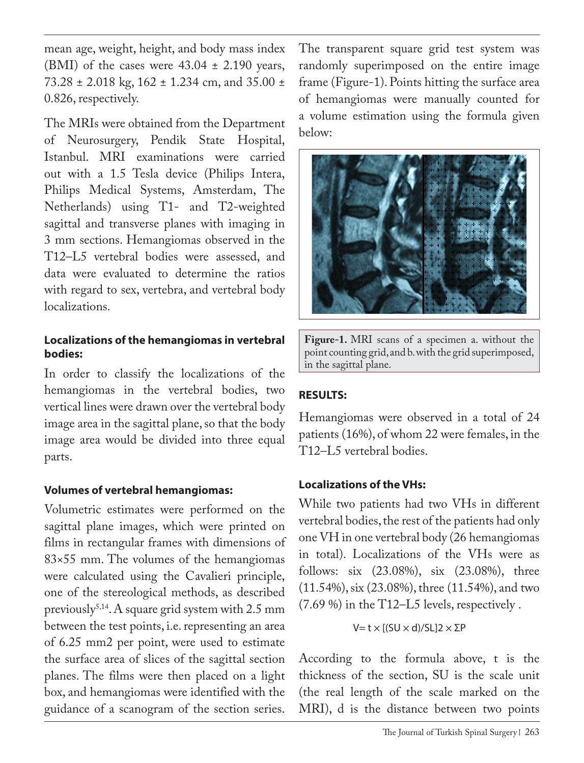mean age, weight, height, and body mass index (BMI) of the cases were 43.04 ± 2.190 years, 73.28 ± 2.018 kg, 162 ± 1.234 cm, and 35.00 ± 0.826, respectively.

The MRIs were obtained from the Department of Neurosurgery, Pendik State Hospital, Istanbul. MRI examinations were carried out with a 1.5 Tesla device (Philips Intera, Philips Medical Systems, Amsterdam, The Netherlands) using T1- and T2-weighted sagittal and transverse planes with imaging in 3 mm sections. Hemangiomas observed in the T12–L5 vertebral bodies were assessed, and data were evaluated to determine the ratios with regard to sex, vertebra, and vertebral body localizations.

### Localizations of the hemangiomas in vertebral bodies:

In order to classify the localizations of the hemangiomas in the vertebral bodies, two vertical lines were drawn over the vertebral body image area in the sagittal plane, so that the body image area would be divided into three equal parts.

### Volumes of vertebral hemangiomas:

Volumetric estimates were performed on the sagittal plane images, which were printed on films in rectangular frames with dimensions of 83×55 mm. The volumes of the hemangiomas were calculated using the Cavalieri principle, one of the stereological methods, as described previously[5,14]. A square grid system with 2.5 mm between the test points, i.e. representing an area of 6.25 mm2 per point, were used to estimate the surface area of slices of the sagittal section planes. The films were then placed on a light box, and hemangiomas were identified with the guidance of a scanogram of the section series. The transparent square grid test system was randomly superimposed on the entire image frame (Figure-1). Points hitting the surface area of hemangiomas were manually counted for a volume estimation using the formula given below:

**Figure-1.** MRI scans of a specimen a. without the point counting grid, and b. with the grid superimposed, in the sagittal plane.

## RESULTS:

Hemangiomas were observed in a total of 24 patients (16%), of whom 22 were females, in the T12–L5 vertebral bodies.

### Localizations of the VHs:

While two patients had two VHs in different vertebral bodies, the rest of the patients had only one VH in one vertebral body (26 hemangiomas in total). Localizations of the VHs were as follows: six (23.08%), six (23.08%), three (11.54%), six (23.08%), three (11.54%), and two (7.69 %) in the T12–L5 levels, respectively .

$$V = t \times [(SU \times d)/SL]^2 \times \Sigma P$$

According to the formula above, t is the thickness of the section, SU is the scale unit (the real length of the scale marked on the MRI), d is the distance between two points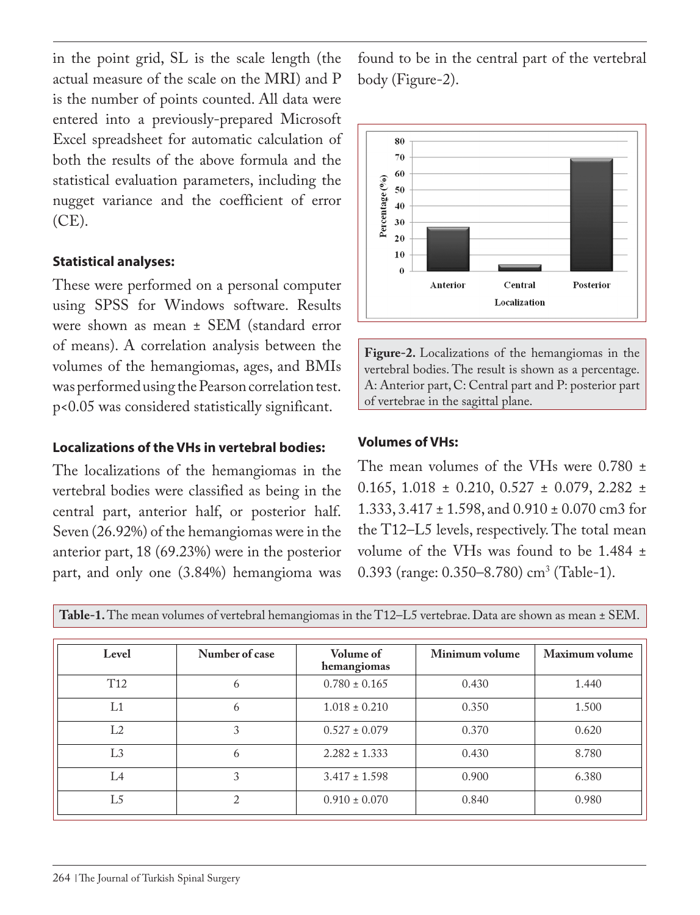in the point grid, SL is the scale length (the actual measure of the scale on the MRI) and P is the number of points counted. All data were entered into a previously-prepared Microsoft Excel spreadsheet for automatic calculation of both the results of the above formula and the statistical evaluation parameters, including the nugget variance and the coefficient of error (CE).

### Statistical analyses:

These were performed on a personal computer using SPSS for Windows software. Results were shown as mean ± SEM (standard error of means). A correlation analysis between the volumes of the hemangiomas, ages, and BMIs was performed using the Pearson correlation test. $p<0.05$ was considered statistically significant.

### Localizations of the VHs in vertebral bodies:

The localizations of the hemangiomas in the vertebral bodies were classified as being in the central part, anterior half, or posterior half. Seven (26.92%) of the hemangiomas were in the anterior part, 18 (69.23%) were in the posterior part, and only one (3.84%) hemangioma was found to be in the central part of the vertebral body (Figure-2).

**Figure-2.** Localizations of the hemangiomas in the vertebral bodies. The result is shown as a percentage. A: Anterior part, C: Central part and P: posterior part of vertebrae in the sagittal plane.

### Volumes of VHs:

The mean volumes of the VHs were 0.780 ± 0.165, 1.018 ± 0.210, 0.527 ± 0.079, 2.282 ± 1.333, 3.417 ± 1.598, and 0.910 ± 0.070 cm3 for the T12–L5 levels, respectively. The total mean volume of the VHs was found to be 1.484 ± 0.393 (range: 0.350–8.780) $cm^3$ (Table-1).

**Table-1.** The mean volumes of vertebral hemangiomas in the T12–L5 vertebrae. Data are shown as mean ± SEM.

| Level | Number of case | Volume of hemangiomas | Minimum volume | Maximum volume |
|---|---|---|---|---|
| T12 | 6 | 0.780 ± 0.165 | 0.430 | 1.440 |
| L1 | 6 | 1.018 ± 0.210 | 0.350 | 1.500 |
| L2 | 3 | 0.527 ± 0.079 | 0.370 | 0.620 |
| L3 | 6 | 2.282 ± 1.333 | 0.430 | 8.780 |
| L4 | 3 | 3.417 ± 1.598 | 0.900 | 6.380 |
| L5 | 2 | 0.910 ± 0.070 | 0.840 | 0.980 |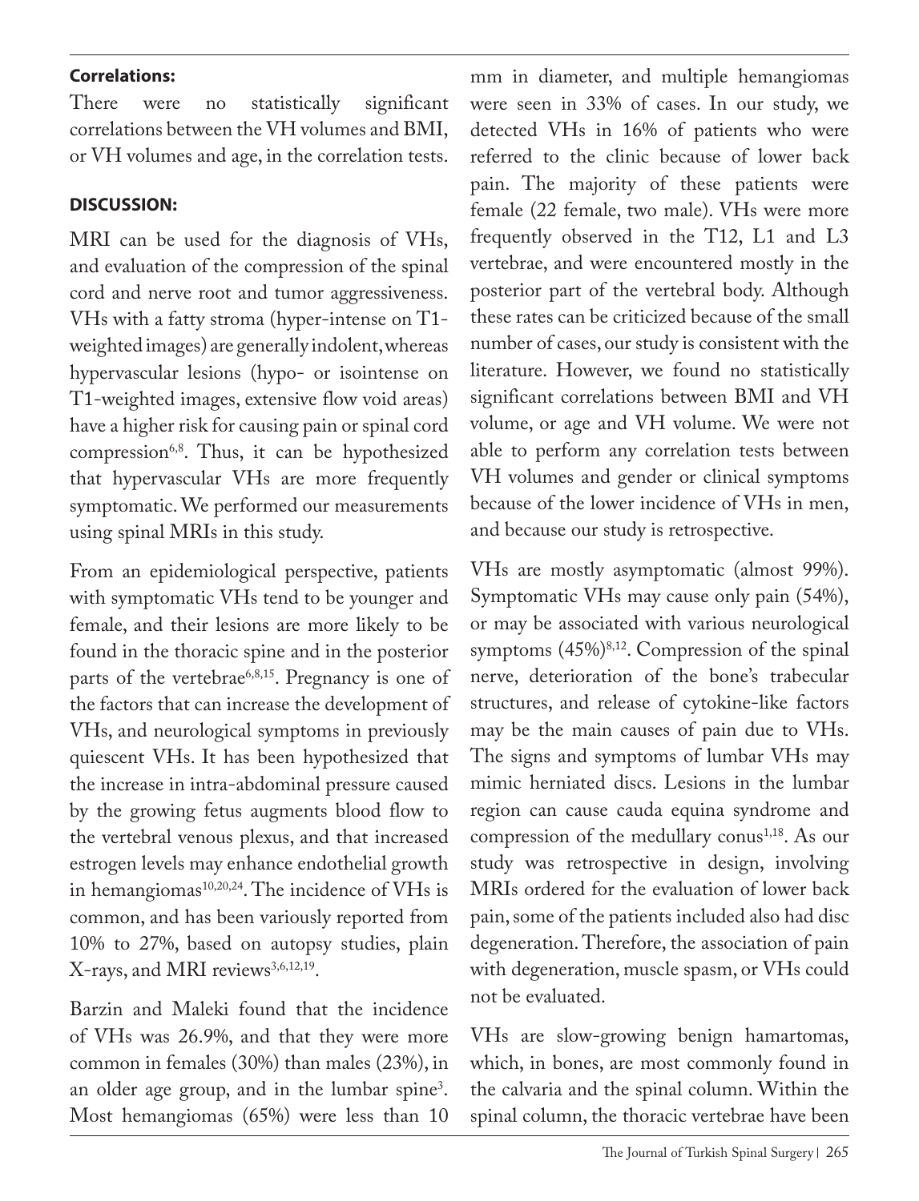**Correlations:**

There were no statistically significant correlations between the VH volumes and BMI, or VH volumes and age, in the correlation tests.

## DISCUSSION:

MRI can be used for the diagnosis of VHs, and evaluation of the compression of the spinal cord and nerve root and tumor aggressiveness. VHs with a fatty stroma (hyper-intense on T1-weighted images) are generally indolent, whereas hypervascular lesions (hypo- or isointense on T1-weighted images, extensive flow void areas) have a higher risk for causing pain or spinal cord compression[6,8]. Thus, it can be hypothesized that hypervascular VHs are more frequently symptomatic. We performed our measurements using spinal MRIs in this study.

From an epidemiological perspective, patients with symptomatic VHs tend to be younger and female, and their lesions are more likely to be found in the thoracic spine and in the posterior parts of the vertebrae[6,8,15]. Pregnancy is one of the factors that can increase the development of VHs, and neurological symptoms in previously quiescent VHs. It has been hypothesized that the increase in intra-abdominal pressure caused by the growing fetus augments blood flow to the vertebral venous plexus, and that increased estrogen levels may enhance endothelial growth in hemangiomas[10,20,24]. The incidence of VHs is common, and has been variously reported from 10% to 27%, based on autopsy studies, plain X-rays, and MRI reviews[3,6,12,19].

Barzin and Maleki found that the incidence of VHs was 26.9%, and that they were more common in females (30%) than males (23%), in an older age group, and in the lumbar spine[3]. Most hemangiomas (65%) were less than 10 mm in diameter, and multiple hemangiomas were seen in 33% of cases. In our study, we detected VHs in 16% of patients who were referred to the clinic because of lower back pain. The majority of these patients were female (22 female, two male). VHs were more frequently observed in the T12, L1 and L3 vertebrae, and were encountered mostly in the posterior part of the vertebral body. Although these rates can be criticized because of the small number of cases, our study is consistent with the literature. However, we found no statistically significant correlations between BMI and VH volume, or age and VH volume. We were not able to perform any correlation tests between VH volumes and gender or clinical symptoms because of the lower incidence of VHs in men, and because our study is retrospective.

VHs are mostly asymptomatic (almost 99%). Symptomatic VHs may cause only pain (54%), or may be associated with various neurological symptoms (45%)[8,12]. Compression of the spinal nerve, deterioration of the bone's trabecular structures, and release of cytokine-like factors may be the main causes of pain due to VHs. The signs and symptoms of lumbar VHs may mimic herniated discs. Lesions in the lumbar region can cause cauda equina syndrome and compression of the medullary conus[1,18]. As our study was retrospective in design, involving MRIs ordered for the evaluation of lower back pain, some of the patients included also had disc degeneration. Therefore, the association of pain with degeneration, muscle spasm, or VHs could not be evaluated.

VHs are slow-growing benign hamartomas, which, in bones, are most commonly found in the calvaria and the spinal column. Within the spinal column, the thoracic vertebrae have been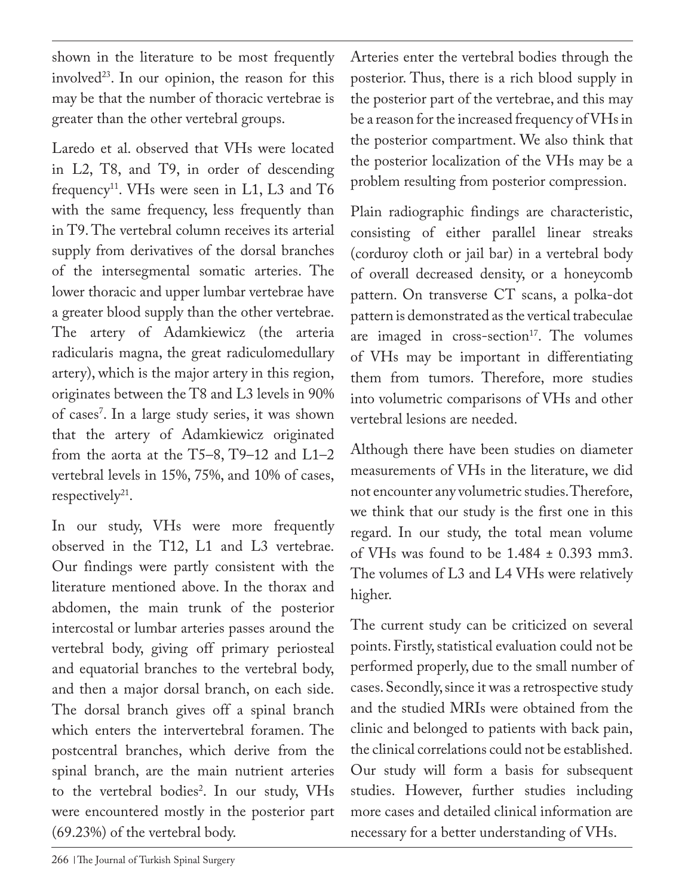shown in the literature to be most frequently involved[23]. In our opinion, the reason for this may be that the number of thoracic vertebrae is greater than the other vertebral groups.

Laredo et al. observed that VHs were located in L2, T8, and T9, in order of descending frequency[11]. VHs were seen in L1, L3 and T6 with the same frequency, less frequently than in T9. The vertebral column receives its arterial supply from derivatives of the dorsal branches of the intersegmental somatic arteries. The lower thoracic and upper lumbar vertebrae have a greater blood supply than the other vertebrae. The artery of Adamkiewicz (the arteria radicularis magna, the great radiculomedullary artery), which is the major artery in this region, originates between the T8 and L3 levels in 90% of cases[7]. In a large study series, it was shown that the artery of Adamkiewicz originated from the aorta at the T5–8, T9–12 and L1–2 vertebral levels in 15%, 75%, and 10% of cases, respectively[21].

In our study, VHs were more frequently observed in the T12, L1 and L3 vertebrae. Our findings were partly consistent with the literature mentioned above. In the thorax and abdomen, the main trunk of the posterior intercostal or lumbar arteries passes around the vertebral body, giving off primary periosteal and equatorial branches to the vertebral body, and then a major dorsal branch, on each side. The dorsal branch gives off a spinal branch which enters the intervertebral foramen. The postcentral branches, which derive from the spinal branch, are the main nutrient arteries to the vertebral bodies[2]. In our study, VHs were encountered mostly in the posterior part (69.23%) of the vertebral body.

Arteries enter the vertebral bodies through the posterior. Thus, there is a rich blood supply in the posterior part of the vertebrae, and this may be a reason for the increased frequency of VHs in the posterior compartment. We also think that the posterior localization of the VHs may be a problem resulting from posterior compression.

Plain radiographic findings are characteristic, consisting of either parallel linear streaks (corduroy cloth or jail bar) in a vertebral body of overall decreased density, or a honeycomb pattern. On transverse CT scans, a polka-dot pattern is demonstrated as the vertical trabeculae are imaged in cross-section[17]. The volumes of VHs may be important in differentiating them from tumors. Therefore, more studies into volumetric comparisons of VHs and other vertebral lesions are needed.

Although there have been studies on diameter measurements of VHs in the literature, we did not encounter any volumetric studies. Therefore, we think that our study is the first one in this regard. In our study, the total mean volume of VHs was found to be 1.484 ± 0.393 mm3. The volumes of L3 and L4 VHs were relatively higher.

The current study can be criticized on several points. Firstly, statistical evaluation could not be performed properly, due to the small number of cases. Secondly, since it was a retrospective study and the studied MRIs were obtained from the clinic and belonged to patients with back pain, the clinical correlations could not be established. Our study will form a basis for subsequent studies. However, further studies including more cases and detailed clinical information are necessary for a better understanding of VHs.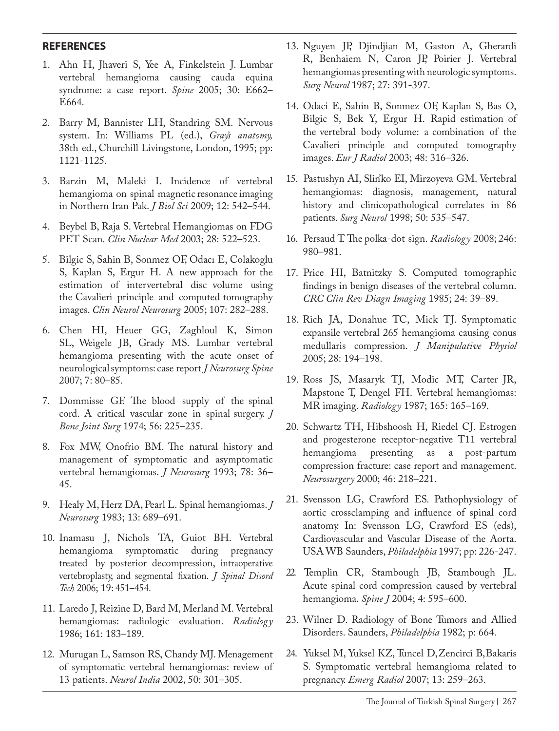## REFERENCES

1. Ahn H, Jhaveri S, Yee A, Finkelstein J. Lumbar vertebral hemangioma causing cauda equina syndrome: a case report. *Spine* 2005; 30: E662–E664.
2. Barry M, Bannister LH, Standring SM. Nervous system. In: Williams PL (ed.), *Gray's anatomy,* 38th ed., Churchill Livingstone, London, 1995; pp: 1121-1125.
3. Barzin M, Maleki I. Incidence of vertebral hemangioma on spinal magnetic resonance imaging in Northern Iran Pak. *J Biol Sci* 2009; 12: 542–544.
4. Beybel B, Raja S. Vertebral Hemangiomas on FDG PET Scan. *Clin Nuclear Med* 2003; 28: 522–523.
5. Bilgic S, Sahin B, Sonmez OF, Odacı E, Colakoglu S, Kaplan S, Ergur H. A new approach for the estimation of intervertebral disc volume using the Cavalieri principle and computed tomography images. *Clin Neurol Neurosurg* 2005; 107: 282–288.
6. Chen HI, Heuer GG, Zaghloul K, Simon SL, Weigele JB, Grady MS. Lumbar vertebral hemangioma presenting with the acute onset of neurological symptoms: case report *J Neurosurg Spine* 2007; 7: 80–85.
7. Dommisse GF. The blood supply of the spinal cord. A critical vascular zone in spinal surgery. *J Bone Joint Surg* 1974; 56: 225–235.
8. Fox MW, Onofrio BM. The natural history and management of symptomatic and asymptomatic vertebral hemangiomas. *J Neurosurg* 1993; 78: 36–45.
9. Healy M, Herz DA, Pearl L. Spinal hemangiomas. *J Neurosurg* 1983; 13: 689–691.
10. Inamasu J, Nichols TA, Guiot BH. Vertebral hemangioma symptomatic during pregnancy treated by posterior decompression, intraoperative vertebroplasty, and segmental fixation. *J Spinal Disord Tech* 2006; 19: 451–454.
11. Laredo J, Reizine D, Bard M, Merland M. Vertebral hemangiomas: radiologic evaluation. *Radiology* 1986; 161: 183–189.
12. Murugan L, Samson RS, Chandy MJ. Menagement of symptomatic vertebral hemangiomas: review of 13 patients. *Neurol India* 2002, 50: 301–305.
13. Nguyen JP, Djindjian M, Gaston A, Gherardi R, Benhaiem N, Caron JP, Poirier J. Vertebral hemangiomas presenting with neurologic symptoms. *Surg Neurol* 1987; 27: 391-397.
14. Odaci E, Sahin B, Sonmez OF, Kaplan S, Bas O, Bilgic S, Bek Y, Ergur H. Rapid estimation of the vertebral body volume: a combination of the Cavalieri principle and computed tomography images. *Eur J Radiol* 2003; 48: 316–326.
15. Pastushyn AI, Slin'ko EI, Mirzoyeva GM. Vertebral hemangiomas: diagnosis, management, natural history and clinicopathological correlates in 86 patients. *Surg Neurol* 1998; 50: 535–547.
16. Persaud T. The polka-dot sign. *Radiology* 2008; 246: 980–981.
17. Price HI, Batnitzky S. Computed tomographic findings in benign diseases of the vertebral column. *CRC Clin Rev Diagn Imaging* 1985; 24: 39–89.
18. Rich JA, Donahue TC, Mick TJ. Symptomatic expansile vertebral 265 hemangioma causing conus medullaris compression. *J Manipulative Physiol* 2005; 28: 194–198.
19. Ross JS, Masaryk TJ, Modic MT, Carter JR, Mapstone T, Dengel FH. Vertebral hemangiomas: MR imaging. *Radiology* 1987; 165: 165–169.
20. Schwartz TH, Hibshoosh H, Riedel CJ. Estrogen and progesterone receptor-negative T11 vertebral hemangioma presenting as a post-partum compression fracture: case report and management. *Neurosurgery* 2000; 46: 218–221.
21. Svensson LG, Crawford ES. Pathophysiology of aortic crossclamping and influence of spinal cord anatomy. In: Svensson LG, Crawford ES (eds), Cardiovascular and Vascular Disease of the Aorta. USA WB Saunders, *Philadelphia* 1997; pp: 226-247.
22. Templin CR, Stambough JB, Stambough JL. Acute spinal cord compression caused by vertebral hemangioma. *Spine J* 2004; 4: 595–600.
23. Wilner D. Radiology of Bone Tumors and Allied Disorders. Saunders, *Philadelphia* 1982; p: 664.
24. Yuksel M, Yuksel KZ, Tuncel D, Zencirci B, Bakaris S. Symptomatic vertebral hemangioma related to pregnancy. *Emerg Radiol* 2007; 13: 259–263.